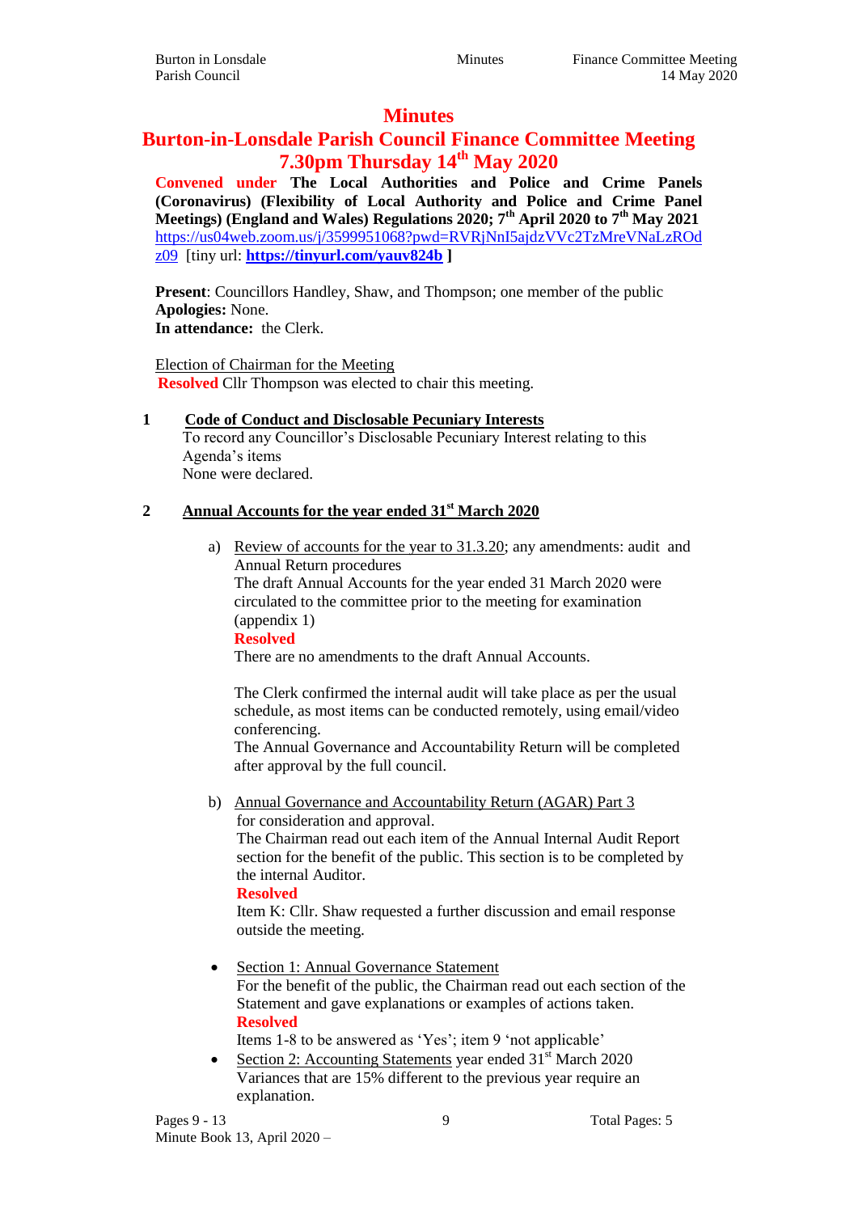# Minutes

## Burton-in-Lonsdale Parish Council Finance Committee Meeting

## 7.30pm Thursday 14th May 2020

**Convened under The Local Authorities and Police and Crime Panels (Coronavirus) (Flexibility of Local Authority and Police and Crime Panel Meetings) (England and Wales) Regulations 2020; 7th April 2020 to 7th May 2021**
https://us04web.zoom.us/j/3599951068?pwd=RVRjNnI5ajdzVVc2TzMreVNaLzROdz09 [tiny url: **https://tinyurl.com/yauv824b** ]

**Present**: Councillors Handley, Shaw, and Thompson; one member of the public
**Apologies:** None.
**In attendance:** the Clerk.

Election of Chairman for the Meeting
**Resolved** Cllr Thompson was elected to chair this meeting.

**1 Code of Conduct and Disclosable Pecuniary Interests**

To record any Councillor's Disclosable Pecuniary Interest relating to this Agenda's items
None were declared.

**2 Annual Accounts for the year ended 31st March 2020**

a) Review of accounts for the year to 31.3.20; any amendments: audit and Annual Return procedures
The draft Annual Accounts for the year ended 31 March 2020 were circulated to the committee prior to the meeting for examination (appendix 1)
**Resolved**
There are no amendments to the draft Annual Accounts.

The Clerk confirmed the internal audit will take place as per the usual schedule, as most items can be conducted remotely, using email/video conferencing.
The Annual Governance and Accountability Return will be completed after approval by the full council.

b) Annual Governance and Accountability Return (AGAR) Part 3 for consideration and approval.
The Chairman read out each item of the Annual Internal Audit Report section for the benefit of the public. This section is to be completed by the internal Auditor.
**Resolved**
Item K: Cllr. Shaw requested a further discussion and email response outside the meeting.

- Section 1: Annual Governance Statement
For the benefit of the public, the Chairman read out each section of the Statement and gave explanations or examples of actions taken.
**Resolved**
Items 1-8 to be answered as 'Yes'; item 9 'not applicable'
- Section 2: Accounting Statements year ended 31st March 2020
Variances that are 15% different to the previous year require an explanation.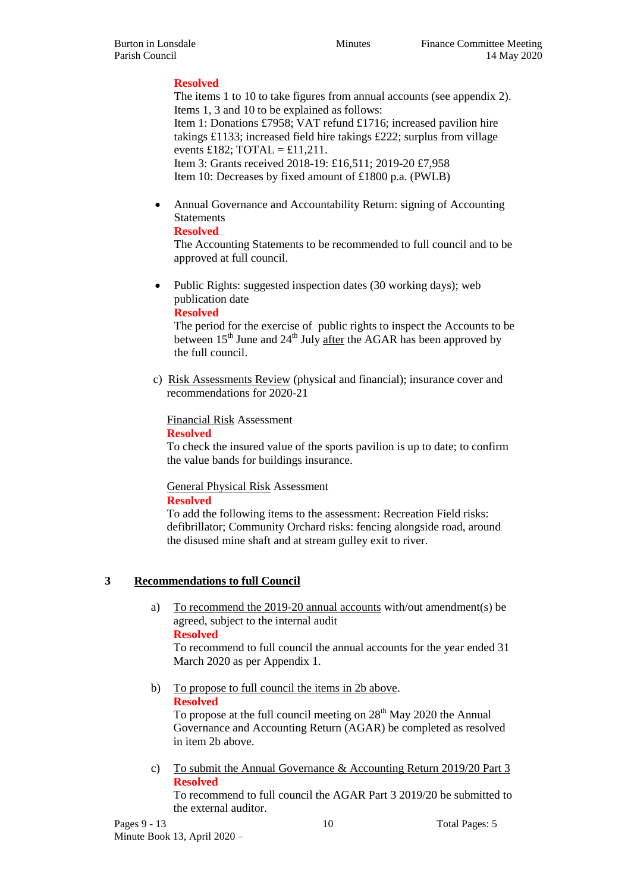**Resolved**

The items 1 to 10 to take figures from annual accounts (see appendix 2). Items 1, 3 and 10 to be explained as follows:
Item 1: Donations £7958; VAT refund £1716; increased pavilion hire takings £1133; increased field hire takings £222; surplus from village events £182; TOTAL = £11,211.
Item 3: Grants received 2018-19: £16,511; 2019-20 £7,958
Item 10: Decreases by fixed amount of £1800 p.a. (PWLB)

- Annual Governance and Accountability Return: signing of Accounting Statements

  **Resolved**

  The Accounting Statements to be recommended to full council and to be approved at full council.

- Public Rights: suggested inspection dates (30 working days); web publication date

  **Resolved**

  The period for the exercise of public rights to inspect the Accounts to be between 15th June and 24th July after the AGAR has been approved by the full council.

c) Risk Assessments Review (physical and financial); insurance cover and recommendations for 2020-21

Financial Risk Assessment

**Resolved**

To check the insured value of the sports pavilion is up to date; to confirm the value bands for buildings insurance.

General Physical Risk Assessment

**Resolved**

To add the following items to the assessment: Recreation Field risks: defibrillator; Community Orchard risks: fencing alongside road, around the disused mine shaft and at stream gulley exit to river.

## 3 Recommendations to full Council

a) To recommend the 2019-20 annual accounts with/out amendment(s) be agreed, subject to the internal audit

**Resolved**

To recommend to full council the annual accounts for the year ended 31 March 2020 as per Appendix 1.

b) To propose to full council the items in 2b above.

**Resolved**

To propose at the full council meeting on 28th May 2020 the Annual Governance and Accounting Return (AGAR) be completed as resolved in item 2b above.

c) To submit the Annual Governance & Accounting Return 2019/20 Part 3

**Resolved**

To recommend to full council the AGAR Part 3 2019/20 be submitted to the external auditor.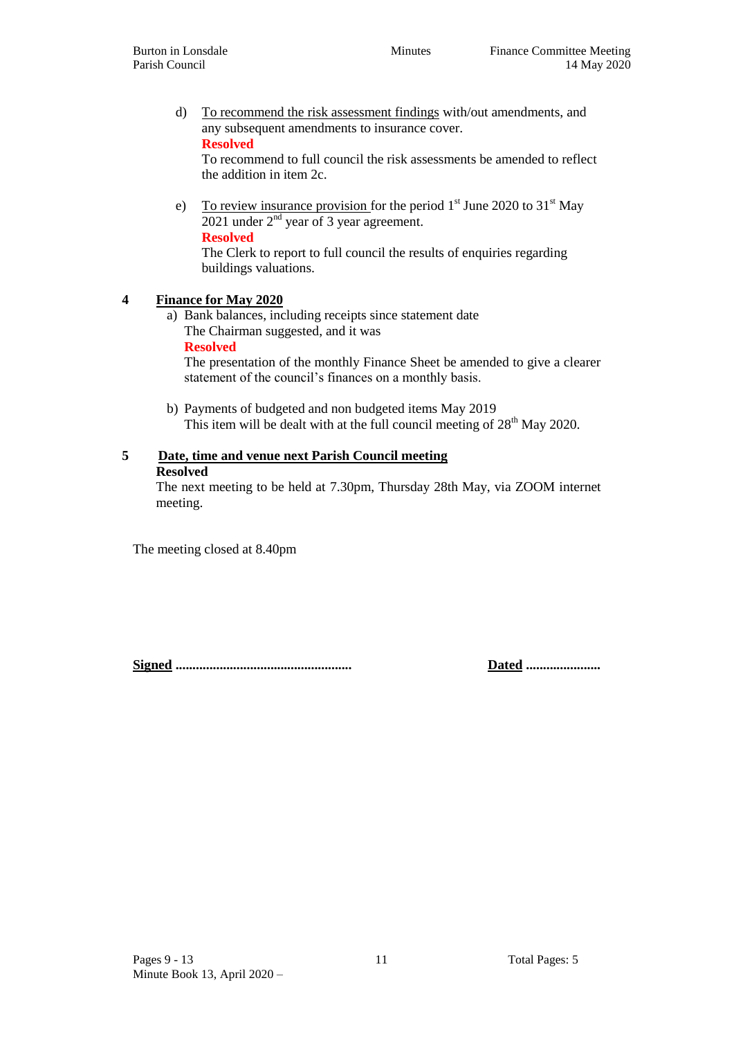d) <u>To recommend the risk assessment findings</u> with/out amendments, and any subsequent amendments to insurance cover.
**Resolved**
To recommend to full council the risk assessments be amended to reflect the addition in item 2c.

e) <u>To review insurance provision</u> for the period 1st June 2020 to 31st May 2021 under 2nd year of 3 year agreement.
**Resolved**
The Clerk to report to full council the results of enquiries regarding buildings valuations.

**4 <u>Finance for May 2020</u>**

a) Bank balances, including receipts since statement date
The Chairman suggested, and it was
**Resolved**
The presentation of the monthly Finance Sheet be amended to give a clearer statement of the council's finances on a monthly basis.

b) Payments of budgeted and non budgeted items May 2019
This item will be dealt with at the full council meeting of 28th May 2020.

**5 <u>Date, time and venue next Parish Council meeting</u>**

**Resolved**
The next meeting to be held at 7.30pm, Thursday 28th May, via ZOOM internet meeting.

The meeting closed at 8.40pm

**<u>Signed</u> ....................................................** **<u>Dated</u> ......................**

Pages 9 - 13
Minute Book 13, April 2020 –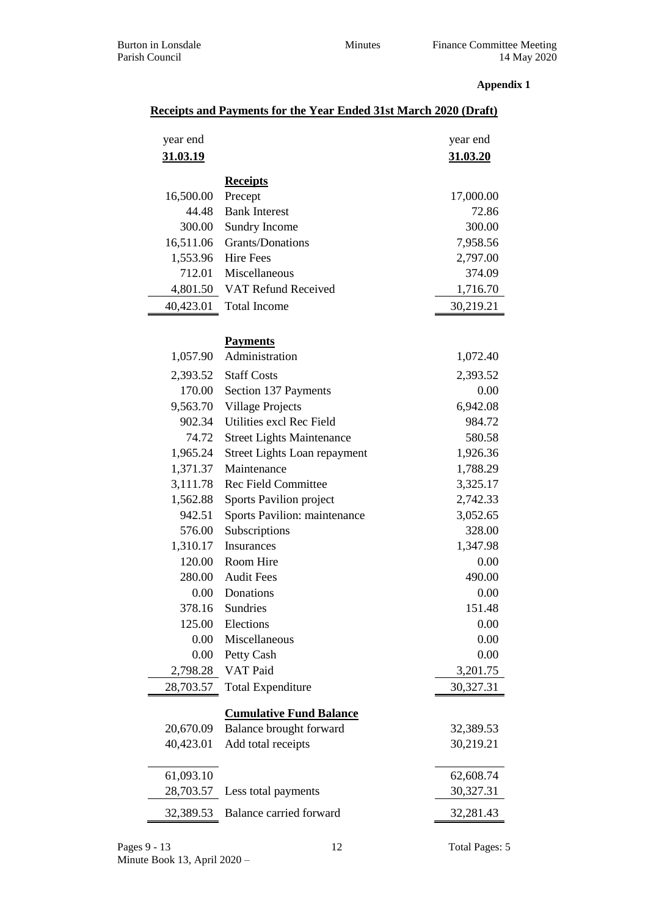**Appendix 1**

## Receipts and Payments for the Year Ended 31st March 2020 (Draft)

| year end 31.03.19 | | year end 31.03.20 |
|---:|---|---:|
| | **Receipts** | |
| 16,500.00 | Precept | 17,000.00 |
| 44.48 | Bank Interest | 72.86 |
| 300.00 | Sundry Income | 300.00 |
| 16,511.06 | Grants/Donations | 7,958.56 |
| 1,553.96 | Hire Fees | 2,797.00 |
| 712.01 | Miscellaneous | 374.09 |
| 4,801.50 | VAT Refund Received | 1,716.70 |
| 40,423.01 | Total Income | 30,219.21 |
| | **Payments** | |
| 1,057.90 | Administration | 1,072.40 |
| 2,393.52 | Staff Costs | 2,393.52 |
| 170.00 | Section 137 Payments | 0.00 |
| 9,563.70 | Village Projects | 6,942.08 |
| 902.34 | Utilities excl Rec Field | 984.72 |
| 74.72 | Street Lights Maintenance | 580.58 |
| 1,965.24 | Street Lights Loan repayment | 1,926.36 |
| 1,371.37 | Maintenance | 1,788.29 |
| 3,111.78 | Rec Field Committee | 3,325.17 |
| 1,562.88 | Sports Pavilion project | 2,742.33 |
| 942.51 | Sports Pavilion: maintenance | 3,052.65 |
| 576.00 | Subscriptions | 328.00 |
| 1,310.17 | Insurances | 1,347.98 |
| 120.00 | Room Hire | 0.00 |
| 280.00 | Audit Fees | 490.00 |
| 0.00 | Donations | 0.00 |
| 378.16 | Sundries | 151.48 |
| 125.00 | Elections | 0.00 |
| 0.00 | Miscellaneous | 0.00 |
| 0.00 | Petty Cash | 0.00 |
| 2,798.28 | VAT Paid | 3,201.75 |
| 28,703.57 | Total Expenditure | 30,327.31 |
| | **Cumulative Fund Balance** | |
| 20,670.09 | Balance brought forward | 32,389.53 |
| 40,423.01 | Add total receipts | 30,219.21 |
| 61,093.10 | | 62,608.74 |
| 28,703.57 | Less total payments | 30,327.31 |
| 32,389.53 | Balance carried forward | 32,281.43 |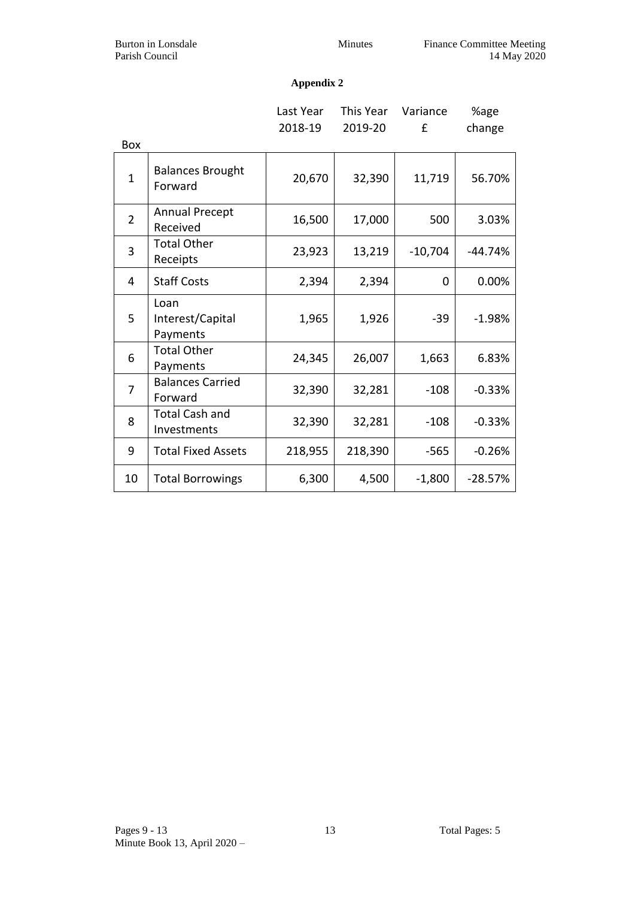**Appendix 2**

| Box | | Last Year 2018-19 | This Year 2019-20 | Variance £ | %age change |
|---|---|---|---|---|---|
| 1 | Balances Brought Forward | 20,670 | 32,390 | 11,719 | 56.70% |
| 2 | Annual Precept Received | 16,500 | 17,000 | 500 | 3.03% |
| 3 | Total Other Receipts | 23,923 | 13,219 | -10,704 | -44.74% |
| 4 | Staff Costs | 2,394 | 2,394 | 0 | 0.00% |
| 5 | Loan Interest/Capital Payments | 1,965 | 1,926 | -39 | -1.98% |
| 6 | Total Other Payments | 24,345 | 26,007 | 1,663 | 6.83% |
| 7 | Balances Carried Forward | 32,390 | 32,281 | -108 | -0.33% |
| 8 | Total Cash and Investments | 32,390 | 32,281 | -108 | -0.33% |
| 9 | Total Fixed Assets | 218,955 | 218,390 | -565 | -0.26% |
| 10 | Total Borrowings | 6,300 | 4,500 | -1,800 | -28.57% |